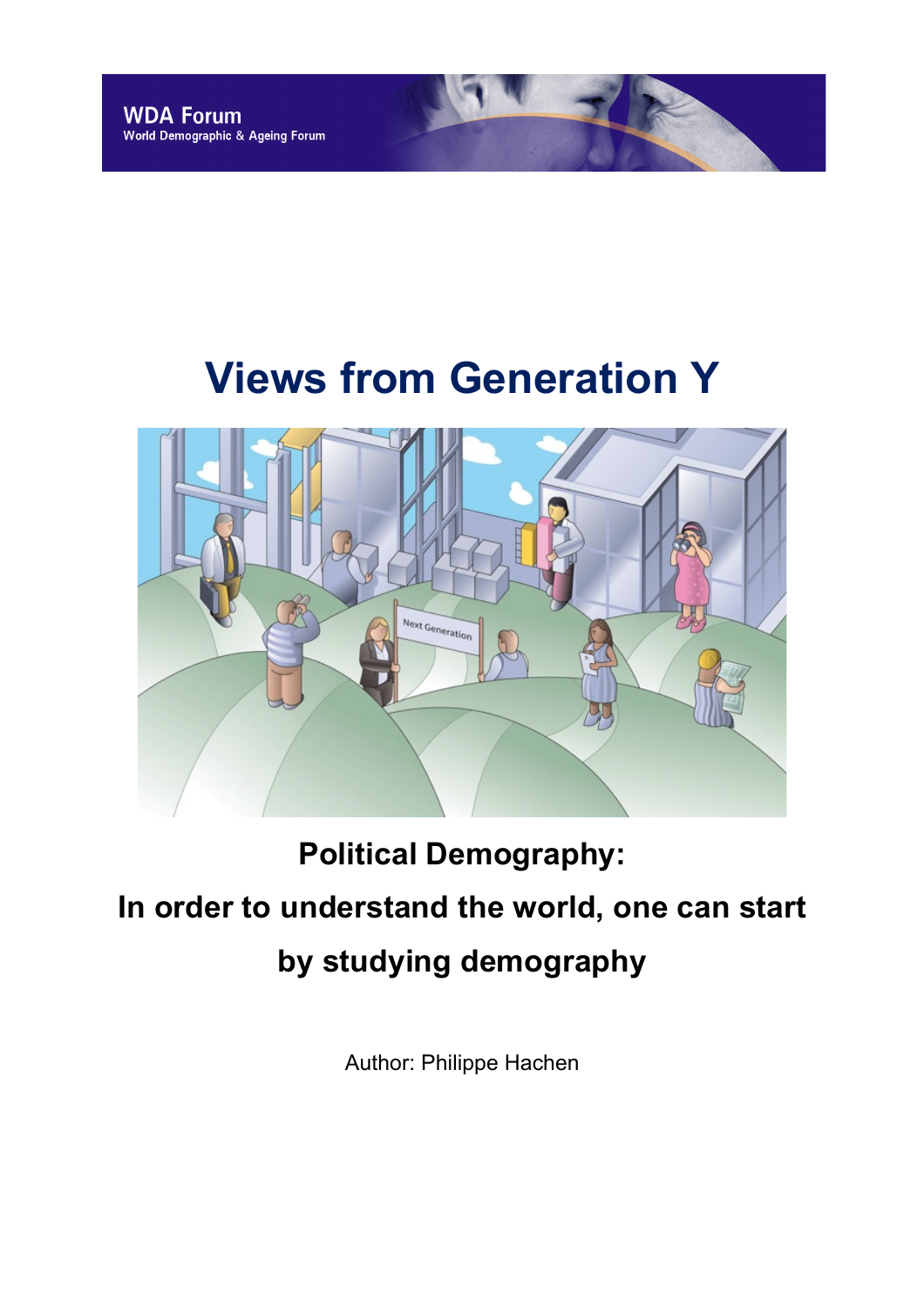WDA Forum
World Demographic & Ageing Forum

# Views from Generation Y

## Political Demography:

## In order to understand the world, one can start by studying demography

Author: Philippe Hachen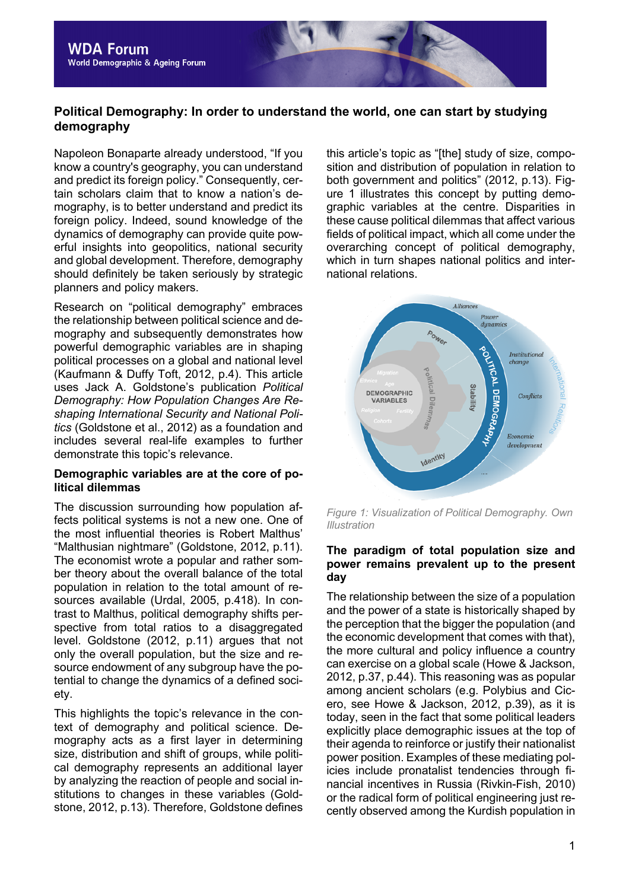## Political Demography: In order to understand the world, one can start by studying demography

Napoleon Bonaparte already understood, "If you know a country's geography, you can understand and predict its foreign policy." Consequently, certain scholars claim that to know a nation's demography, is to better understand and predict its foreign policy. Indeed, sound knowledge of the dynamics of demography can provide quite powerful insights into geopolitics, national security and global development. Therefore, demography should definitely be taken seriously by strategic planners and policy makers.

Research on "political demography" embraces the relationship between political science and demography and subsequently demonstrates how powerful demographic variables are in shaping political processes on a global and national level (Kaufmann & Duffy Toft, 2012, p.4). This article uses Jack A. Goldstone's publication *Political Demography: How Population Changes Are Reshaping International Security and National Politics* (Goldstone et al., 2012) as a foundation and includes several real-life examples to further demonstrate this topic's relevance.

### Demographic variables are at the core of political dilemmas

The discussion surrounding how population affects political systems is not a new one. One of the most influential theories is Robert Malthus' "Malthusian nightmare" (Goldstone, 2012, p.11). The economist wrote a popular and rather somber theory about the overall balance of the total population in relation to the total amount of resources available (Urdal, 2005, p.418). In contrast to Malthus, political demography shifts perspective from total ratios to a disaggregated level. Goldstone (2012, p.11) argues that not only the overall population, but the size and resource endowment of any subgroup have the potential to change the dynamics of a defined society.

This highlights the topic's relevance in the context of demography and political science. Demography acts as a first layer in determining size, distribution and shift of groups, while political demography represents an additional layer by analyzing the reaction of people and social institutions to changes in these variables (Goldstone, 2012, p.13). Therefore, Goldstone defines this article's topic as "[the] study of size, composition and distribution of population in relation to both government and politics" (2012, p.13). Figure 1 illustrates this concept by putting demographic variables at the centre. Disparities in these cause political dilemmas that affect various fields of political impact, which all come under the overarching concept of political demography, which in turn shapes national politics and international relations.

*Figure 1: Visualization of Political Demography. Own Illustration*

### The paradigm of total population size and power remains prevalent up to the present day

The relationship between the size of a population and the power of a state is historically shaped by the perception that the bigger the population (and the economic development that comes with that), the more cultural and policy influence a country can exercise on a global scale (Howe & Jackson, 2012, p.37, p.44). This reasoning was as popular among ancient scholars (e.g. Polybius and Cicero, see Howe & Jackson, 2012, p.39), as it is today, seen in the fact that some political leaders explicitly place demographic issues at the top of their agenda to reinforce or justify their nationalist power position. Examples of these mediating policies include pronatalist tendencies through financial incentives in Russia (Rivkin-Fish, 2010) or the radical form of political engineering just recently observed among the Kurdish population in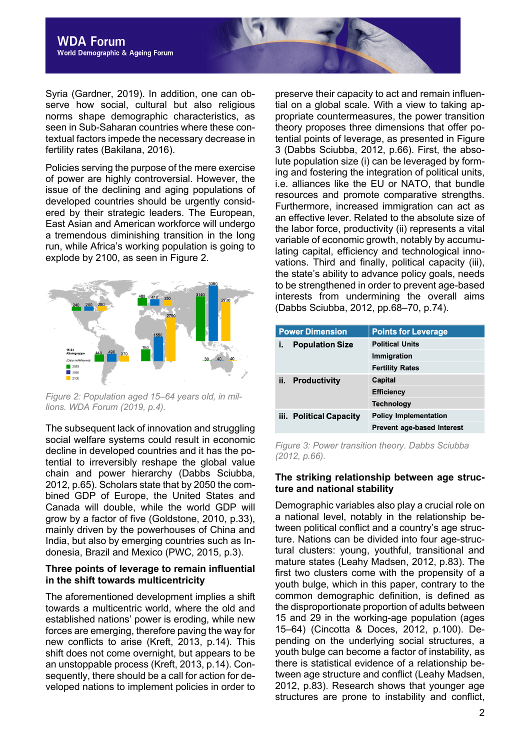Syria (Gardner, 2019). In addition, one can observe how social, cultural but also religious norms shape demographic characteristics, as seen in Sub-Saharan countries where these contextual factors impede the necessary decrease in fertility rates (Bakilana, 2016).

Policies serving the purpose of the mere exercise of power are highly controversial. However, the issue of the declining and aging populations of developed countries should be urgently considered by their strategic leaders. The European, East Asian and American workforce will undergo a tremendous diminishing transition in the long run, while Africa's working population is going to explode by 2100, as seen in Figure 2.

*Figure 2: Population aged 15–64 years old, in millions. WDA Forum (2019, p.4).*

The subsequent lack of innovation and struggling social welfare systems could result in economic decline in developed countries and it has the potential to irreversibly reshape the global value chain and power hierarchy (Dabbs Sciubba, 2012, p.65). Scholars state that by 2050 the combined GDP of Europe, the United States and Canada will double, while the world GDP will grow by a factor of five (Goldstone, 2010, p.33), mainly driven by the powerhouses of China and India, but also by emerging countries such as Indonesia, Brazil and Mexico (PWC, 2015, p.3).

### Three points of leverage to remain influential in the shift towards multicentricity

The aforementioned development implies a shift towards a multicentric world, where the old and established nations' power is eroding, while new forces are emerging, therefore paving the way for new conflicts to arise (Kreft, 2013, p.14). This shift does not come overnight, but appears to be an unstoppable process (Kreft, 2013, p.14). Consequently, there should be a call for action for developed nations to implement policies in order to preserve their capacity to act and remain influential on a global scale. With a view to taking appropriate countermeasures, the power transition theory proposes three dimensions that offer potential points of leverage, as presented in Figure 3 (Dabbs Sciubba, 2012, p.66). First, the absolute population size (i) can be leveraged by forming and fostering the integration of political units, i.e. alliances like the EU or NATO, that bundle resources and promote comparative strengths. Furthermore, increased immigration can act as an effective lever. Related to the absolute size of the labor force, productivity (ii) represents a vital variable of economic growth, notably by accumulating capital, efficiency and technological innovations. Third and finally, political capacity (iii), the state's ability to advance policy goals, needs to be strengthened in order to prevent age-based interests from undermining the overall aims (Dabbs Sciubba, 2012, pp.68–70, p.74).

| Power Dimension | Points for Leverage |
|---|---|
| i. Population Size | Political Units |
| | Immigration |
| | Fertility Rates |
| ii. Productivity | Capital |
| | Efficiency |
| | Technology |
| iii. Political Capacity | Policy Implementation |
| | Prevent age-based Interest |

*Figure 3: Power transition theory. Dabbs Sciubba (2012, p.66).*

### The striking relationship between age structure and national stability

Demographic variables also play a crucial role on a national level, notably in the relationship between political conflict and a country's age structure. Nations can be divided into four age-structural clusters: young, youthful, transitional and mature states (Leahy Madsen, 2012, p.83). The first two clusters come with the propensity of a youth bulge, which in this paper, contrary to the common demographic definition, is defined as the disproportionate proportion of adults between 15 and 29 in the working-age population (ages 15–64) (Cincotta & Doces, 2012, p.100). Depending on the underlying social structures, a youth bulge can become a factor of instability, as there is statistical evidence of a relationship between age structure and conflict (Leahy Madsen, 2012, p.83). Research shows that younger age structures are prone to instability and conflict,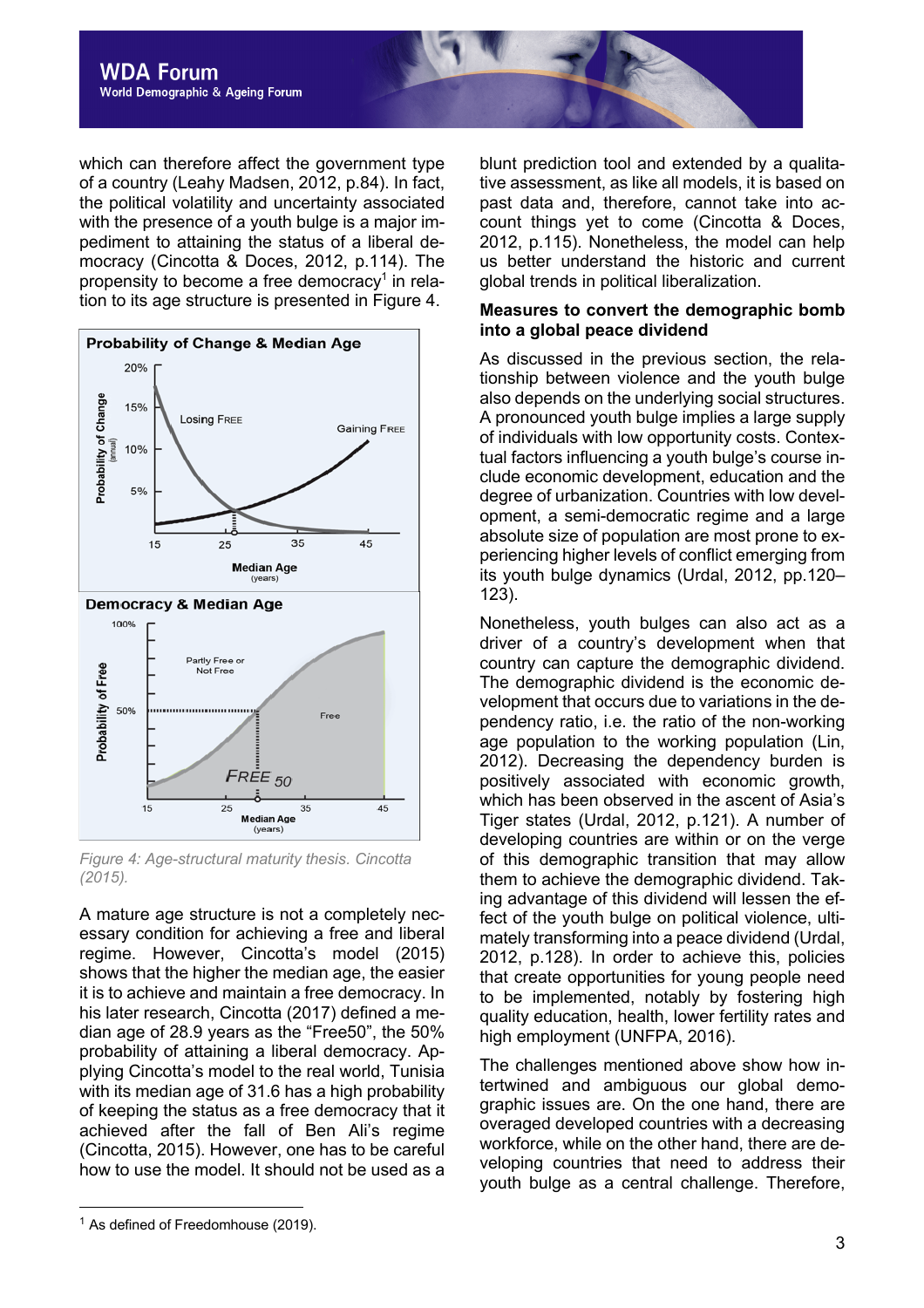which can therefore affect the government type of a country (Leahy Madsen, 2012, p.84). In fact, the political volatility and uncertainty associated with the presence of a youth bulge is a major impediment to attaining the status of a liberal democracy (Cincotta & Doces, 2012, p.114). The propensity to become a free democracy[1] in relation to its age structure is presented in Figure 4.

*Figure 4: Age-structural maturity thesis. Cincotta (2015).*

A mature age structure is not a completely necessary condition for achieving a free and liberal regime. However, Cincotta's model (2015) shows that the higher the median age, the easier it is to achieve and maintain a free democracy. In his later research, Cincotta (2017) defined a median age of 28.9 years as the "Free50", the 50% probability of attaining a liberal democracy. Applying Cincotta's model to the real world, Tunisia with its median age of 31.6 has a high probability of keeping the status as a free democracy that it achieved after the fall of Ben Ali's regime (Cincotta, 2015). However, one has to be careful how to use the model. It should not be used as a blunt prediction tool and extended by a qualitative assessment, as like all models, it is based on past data and, therefore, cannot take into account things yet to come (Cincotta & Doces, 2012, p.115). Nonetheless, the model can help us better understand the historic and current global trends in political liberalization.

**Measures to convert the demographic bomb into a global peace dividend**

As discussed in the previous section, the relationship between violence and the youth bulge also depends on the underlying social structures. A pronounced youth bulge implies a large supply of individuals with low opportunity costs. Contextual factors influencing a youth bulge's course include economic development, education and the degree of urbanization. Countries with low development, a semi-democratic regime and a large absolute size of population are most prone to experiencing higher levels of conflict emerging from its youth bulge dynamics (Urdal, 2012, pp.120–123).

Nonetheless, youth bulges can also act as a driver of a country's development when that country can capture the demographic dividend. The demographic dividend is the economic development that occurs due to variations in the dependency ratio, i.e. the ratio of the non-working age population to the working population (Lin, 2012). Decreasing the dependency burden is positively associated with economic growth, which has been observed in the ascent of Asia's Tiger states (Urdal, 2012, p.121). A number of developing countries are within or on the verge of this demographic transition that may allow them to achieve the demographic dividend. Taking advantage of this dividend will lessen the effect of the youth bulge on political violence, ultimately transforming into a peace dividend (Urdal, 2012, p.128). In order to achieve this, policies that create opportunities for young people need to be implemented, notably by fostering high quality education, health, lower fertility rates and high employment (UNFPA, 2016).

The challenges mentioned above show how intertwined and ambiguous our global demographic issues are. On the one hand, there are overaged developed countries with a decreasing workforce, while on the other hand, there are developing countries that need to address their youth bulge as a central challenge. Therefore,

[1] As defined of Freedomhouse (2019).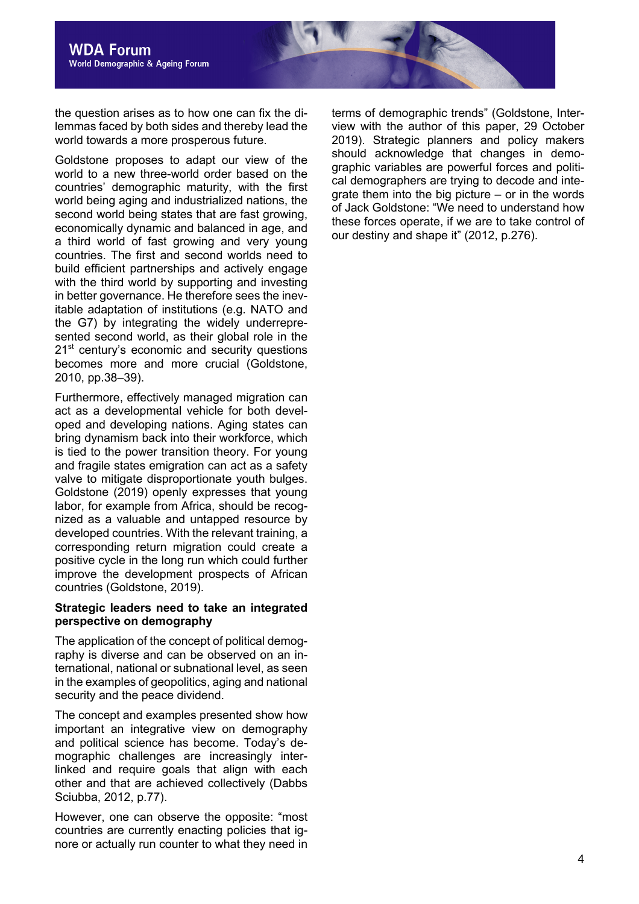the question arises as to how one can fix the dilemmas faced by both sides and thereby lead the world towards a more prosperous future.

Goldstone proposes to adapt our view of the world to a new three-world order based on the countries' demographic maturity, with the first world being aging and industrialized nations, the second world being states that are fast growing, economically dynamic and balanced in age, and a third world of fast growing and very young countries. The first and second worlds need to build efficient partnerships and actively engage with the third world by supporting and investing in better governance. He therefore sees the inevitable adaptation of institutions (e.g. NATO and the G7) by integrating the widely underrepresented second world, as their global role in the 21st century's economic and security questions becomes more and more crucial (Goldstone, 2010, pp.38–39).

Furthermore, effectively managed migration can act as a developmental vehicle for both developed and developing nations. Aging states can bring dynamism back into their workforce, which is tied to the power transition theory. For young and fragile states emigration can act as a safety valve to mitigate disproportionate youth bulges. Goldstone (2019) openly expresses that young labor, for example from Africa, should be recognized as a valuable and untapped resource by developed countries. With the relevant training, a corresponding return migration could create a positive cycle in the long run which could further improve the development prospects of African countries (Goldstone, 2019).

**Strategic leaders need to take an integrated perspective on demography**

The application of the concept of political demography is diverse and can be observed on an international, national or subnational level, as seen in the examples of geopolitics, aging and national security and the peace dividend.

The concept and examples presented show how important an integrative view on demography and political science has become. Today's demographic challenges are increasingly interlinked and require goals that align with each other and that are achieved collectively (Dabbs Sciubba, 2012, p.77).

However, one can observe the opposite: "most countries are currently enacting policies that ignore or actually run counter to what they need in terms of demographic trends" (Goldstone, Interview with the author of this paper, 29 October 2019). Strategic planners and policy makers should acknowledge that changes in demographic variables are powerful forces and political demographers are trying to decode and integrate them into the big picture – or in the words of Jack Goldstone: "We need to understand how these forces operate, if we are to take control of our destiny and shape it" (2012, p.276).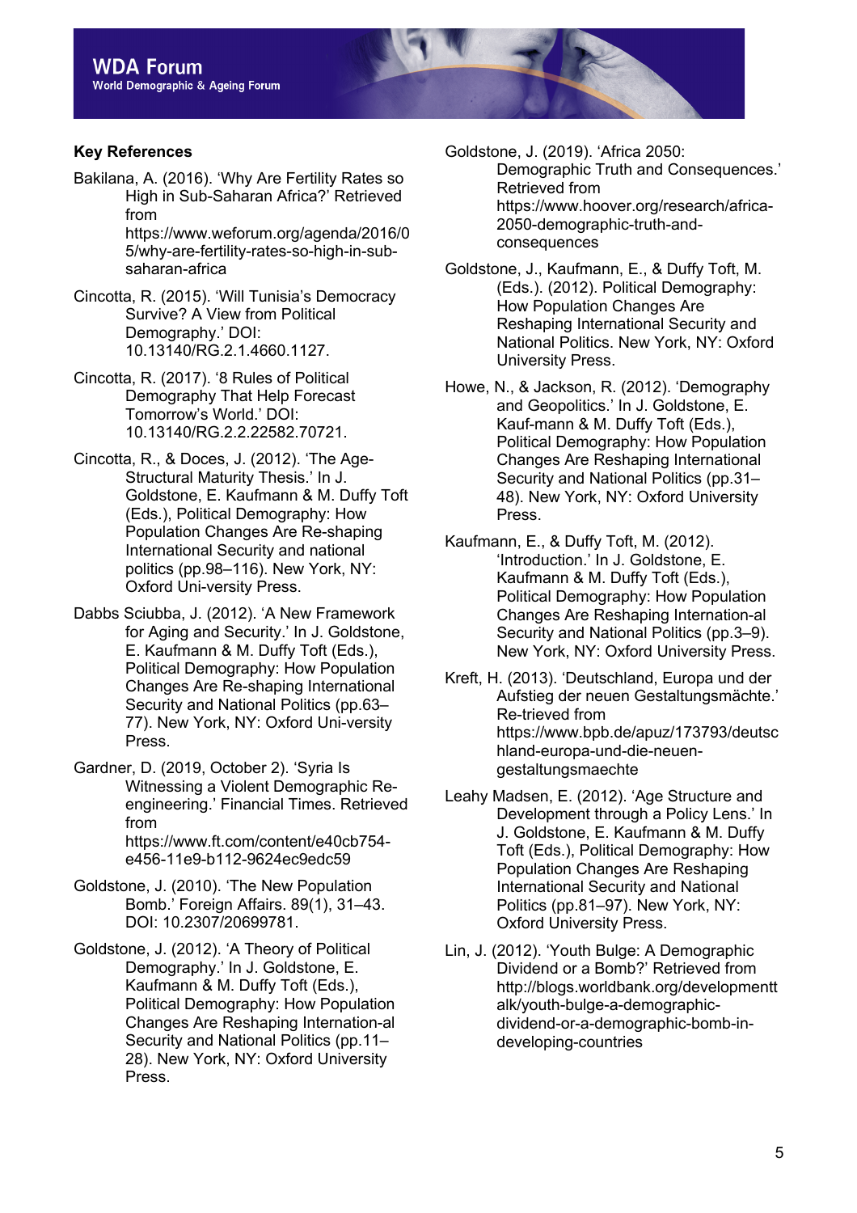## Key References

Bakilana, A. (2016). 'Why Are Fertility Rates so High in Sub-Saharan Africa?' Retrieved from https://www.weforum.org/agenda/2016/05/why-are-fertility-rates-so-high-in-sub-saharan-africa

Cincotta, R. (2015). 'Will Tunisia's Democracy Survive? A View from Political Demography.' DOI: 10.13140/RG.2.1.4660.1127.

Cincotta, R. (2017). '8 Rules of Political Demography That Help Forecast Tomorrow's World.' DOI: 10.13140/RG.2.2.22582.70721.

Cincotta, R., & Doces, J. (2012). 'The Age-Structural Maturity Thesis.' In J. Goldstone, E. Kaufmann & M. Duffy Toft (Eds.), Political Demography: How Population Changes Are Re-shaping International Security and national politics (pp.98–116). New York, NY: Oxford Uni-versity Press.

Dabbs Sciubba, J. (2012). 'A New Framework for Aging and Security.' In J. Goldstone, E. Kaufmann & M. Duffy Toft (Eds.), Political Demography: How Population Changes Are Re-shaping International Security and National Politics (pp.63–77). New York, NY: Oxford Uni-versity Press.

Gardner, D. (2019, October 2). 'Syria Is Witnessing a Violent Demographic Re-engineering.' Financial Times. Retrieved from https://www.ft.com/content/e40cb754-e456-11e9-b112-9624ec9edc59

Goldstone, J. (2010). 'The New Population Bomb.' Foreign Affairs. 89(1), 31–43. DOI: 10.2307/20699781.

Goldstone, J. (2012). 'A Theory of Political Demography.' In J. Goldstone, E. Kaufmann & M. Duffy Toft (Eds.), Political Demography: How Population Changes Are Reshaping Internation-al Security and National Politics (pp.11–28). New York, NY: Oxford University Press.

Goldstone, J. (2019). 'Africa 2050: Demographic Truth and Consequences.' Retrieved from https://www.hoover.org/research/africa-2050-demographic-truth-and-consequences

Goldstone, J., Kaufmann, E., & Duffy Toft, M. (Eds.). (2012). Political Demography: How Population Changes Are Reshaping International Security and National Politics. New York, NY: Oxford University Press.

Howe, N., & Jackson, R. (2012). 'Demography and Geopolitics.' In J. Goldstone, E. Kauf-mann & M. Duffy Toft (Eds.), Political Demography: How Population Changes Are Reshaping International Security and National Politics (pp.31–48). New York, NY: Oxford University Press.

Kaufmann, E., & Duffy Toft, M. (2012). 'Introduction.' In J. Goldstone, E. Kaufmann & M. Duffy Toft (Eds.), Political Demography: How Population Changes Are Reshaping Internation-al Security and National Politics (pp.3–9). New York, NY: Oxford University Press.

Kreft, H. (2013). 'Deutschland, Europa und der Aufstieg der neuen Gestaltungsmächte.' Re-trieved from https://www.bpb.de/apuz/173793/deutschland-europa-und-die-neuen-gestaltungsmaechte

Leahy Madsen, E. (2012). 'Age Structure and Development through a Policy Lens.' In J. Goldstone, E. Kaufmann & M. Duffy Toft (Eds.), Political Demography: How Population Changes Are Reshaping International Security and National Politics (pp.81–97). New York, NY: Oxford University Press.

Lin, J. (2012). 'Youth Bulge: A Demographic Dividend or a Bomb?' Retrieved from http://blogs.worldbank.org/developmenttalk/youth-bulge-a-demographic-dividend-or-a-demographic-bomb-in-developing-countries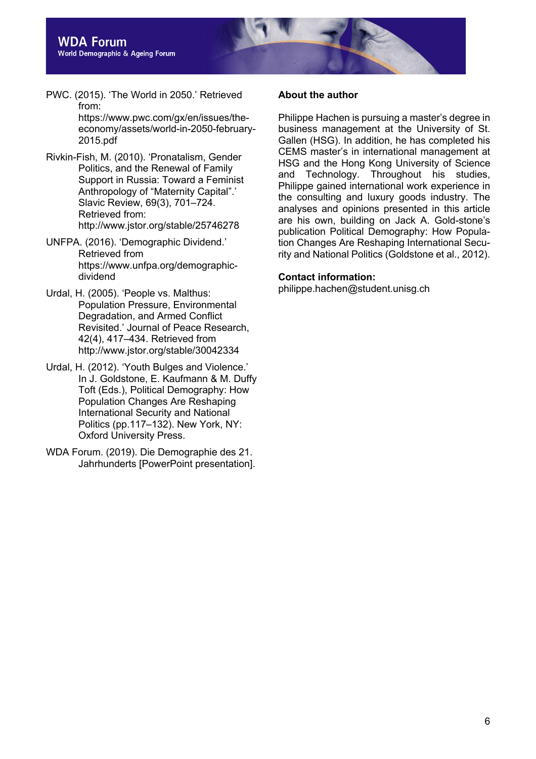PWC. (2015). 'The World in 2050.' Retrieved from: https://www.pwc.com/gx/en/issues/the-economy/assets/world-in-2050-february-2015.pdf

Rivkin-Fish, M. (2010). 'Pronatalism, Gender Politics, and the Renewal of Family Support in Russia: Toward a Feminist Anthropology of "Maternity Capital".' Slavic Review, 69(3), 701–724. Retrieved from: http://www.jstor.org/stable/25746278

UNFPA. (2016). 'Demographic Dividend.' Retrieved from https://www.unfpa.org/demographic-dividend

Urdal, H. (2005). 'People vs. Malthus: Population Pressure, Environmental Degradation, and Armed Conflict Revisited.' Journal of Peace Research, 42(4), 417–434. Retrieved from http://www.jstor.org/stable/30042334

Urdal, H. (2012). 'Youth Bulges and Violence.' In J. Goldstone, E. Kaufmann & M. Duffy Toft (Eds.), Political Demography: How Population Changes Are Reshaping International Security and National Politics (pp.117–132). New York, NY: Oxford University Press.

WDA Forum. (2019). Die Demographie des 21. Jahrhunderts [PowerPoint presentation].

**About the author**

Philippe Hachen is pursuing a master's degree in business management at the University of St. Gallen (HSG). In addition, he has completed his CEMS master's in international management at HSG and the Hong Kong University of Science and Technology. Throughout his studies, Philippe gained international work experience in the consulting and luxury goods industry. The analyses and opinions presented in this article are his own, building on Jack A. Gold-stone's publication Political Demography: How Population Changes Are Reshaping International Security and National Politics (Goldstone et al., 2012).

**Contact information:**
philippe.hachen@student.unisg.ch